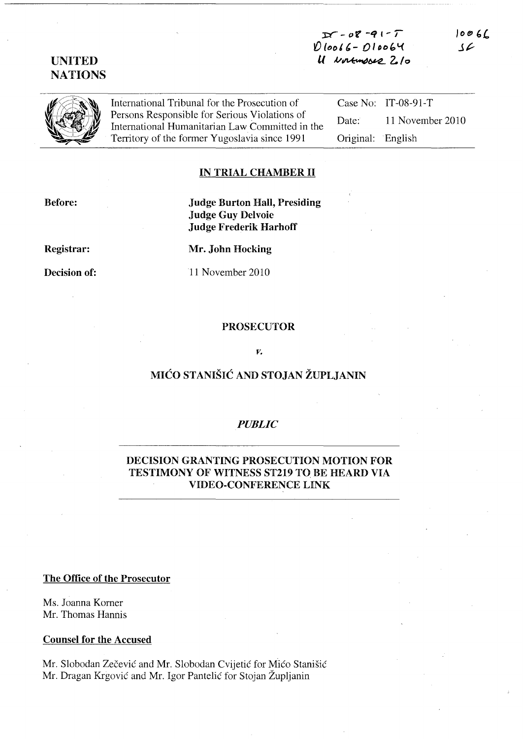IT-08-91-T
D10066-D10064
11 November 2010

10066
SF

UNITED NATIONS

International Tribunal for the Prosecution of Persons Responsible for Serious Violations of International Humanitarian Law Committed in the Territory of the former Yugoslavia since 1991

| | |
|---|---|
| Case No: | IT-08-91-T |
| Date: | 11 November 2010 |
| Original: | English |

## IN TRIAL CHAMBER II

**Before:** **Judge Burton Hall, Presiding**
**Judge Guy Delvoie**
**Judge Frederik Harhoff**

**Registrar:** **Mr. John Hocking**

**Decision of:** 11 November 2010

**PROSECUTOR**

*v.*

**MIĆO STANIŠIĆ AND STOJAN ŽUPLJANIN**

***PUBLIC***

**DECISION GRANTING PROSECUTION MOTION FOR TESTIMONY OF WITNESS ST219 TO BE HEARD VIA VIDEO-CONFERENCE LINK**

**The Office of the Prosecutor**

Ms. Joanna Korner
Mr. Thomas Hannis

**Counsel for the Accused**

Mr. Slobodan Zečević and Mr. Slobodan Cvijetić for Mićo Stanišić
Mr. Dragan Krgović and Mr. Igor Pantelić for Stojan Župljanin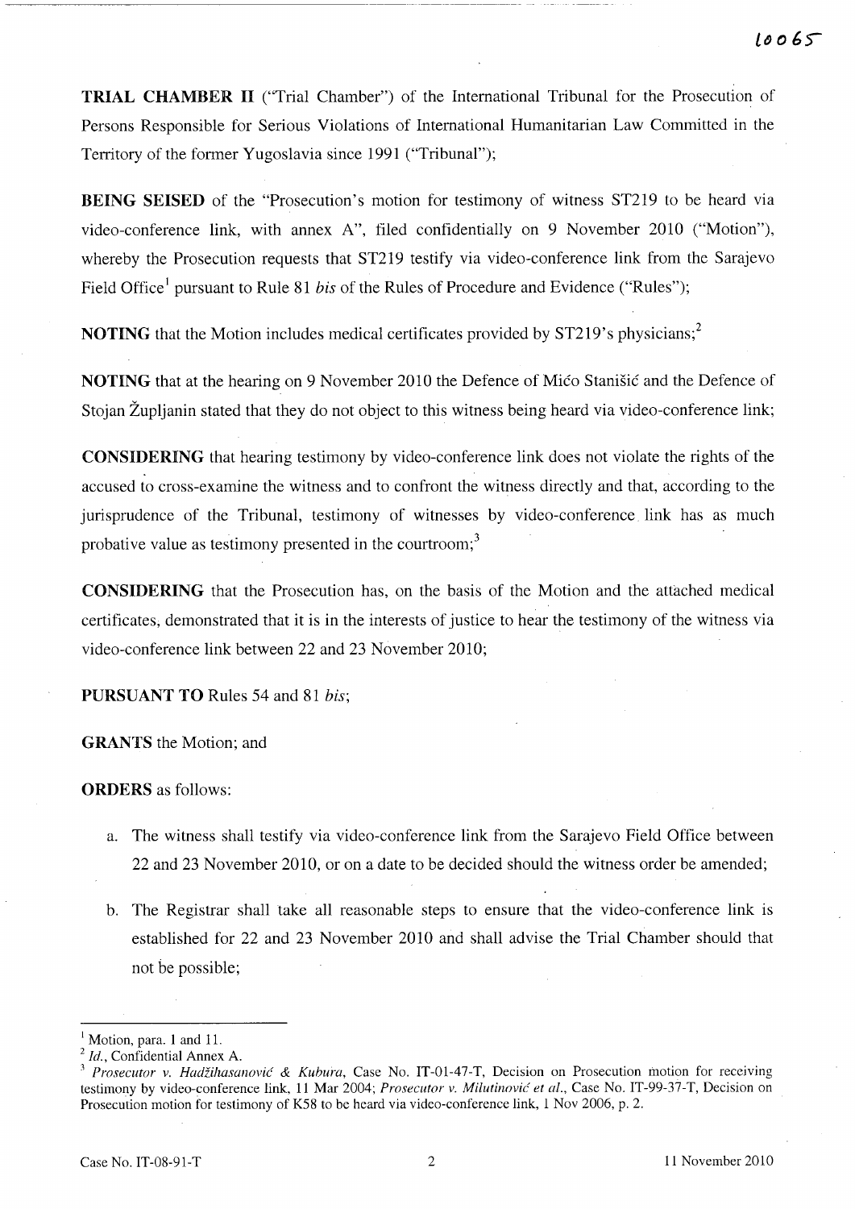**TRIAL CHAMBER II** ("Trial Chamber") of the International Tribunal for the Prosecution of Persons Responsible for Serious Violations of International Humanitarian Law Committed in the Territory of the former Yugoslavia since 1991 ("Tribunal");

**BEING SEISED** of the "Prosecution's motion for testimony of witness ST219 to be heard via video-conference link, with annex A", filed confidentially on 9 November 2010 ("Motion"), whereby the Prosecution requests that ST219 testify via video-conference link from the Sarajevo Field Office[1] pursuant to Rule 81 *bis* of the Rules of Procedure and Evidence ("Rules");

**NOTING** that the Motion includes medical certificates provided by ST219's physicians;[2]

**NOTING** that at the hearing on 9 November 2010 the Defence of Mićo Stanišić and the Defence of Stojan Župljanin stated that they do not object to this witness being heard via video-conference link;

**CONSIDERING** that hearing testimony by video-conference link does not violate the rights of the accused to cross-examine the witness and to confront the witness directly and that, according to the jurisprudence of the Tribunal, testimony of witnesses by video-conference link has as much probative value as testimony presented in the courtroom;[3]

**CONSIDERING** that the Prosecution has, on the basis of the Motion and the attached medical certificates, demonstrated that it is in the interests of justice to hear the testimony of the witness via video-conference link between 22 and 23 November 2010;

**PURSUANT TO** Rules 54 and 81 *bis*;

**GRANTS** the Motion; and

**ORDERS** as follows:

a. The witness shall testify via video-conference link from the Sarajevo Field Office between 22 and 23 November 2010, or on a date to be decided should the witness order be amended;

b. The Registrar shall take all reasonable steps to ensure that the video-conference link is established for 22 and 23 November 2010 and shall advise the Trial Chamber should that not be possible;

---

[1] Motion, para. 1 and 11.

[2] *Id.*, Confidential Annex A.

[3] *Prosecutor v. Hadžihasanović & Kubura*, Case No. IT-01-47-T, Decision on Prosecution motion for receiving testimony by video-conference link, 11 Mar 2004; *Prosecutor v. Milutinović et al.*, Case No. IT-99-37-T, Decision on Prosecution motion for testimony of K58 to be heard via video-conference link, 1 Nov 2006, p. 2.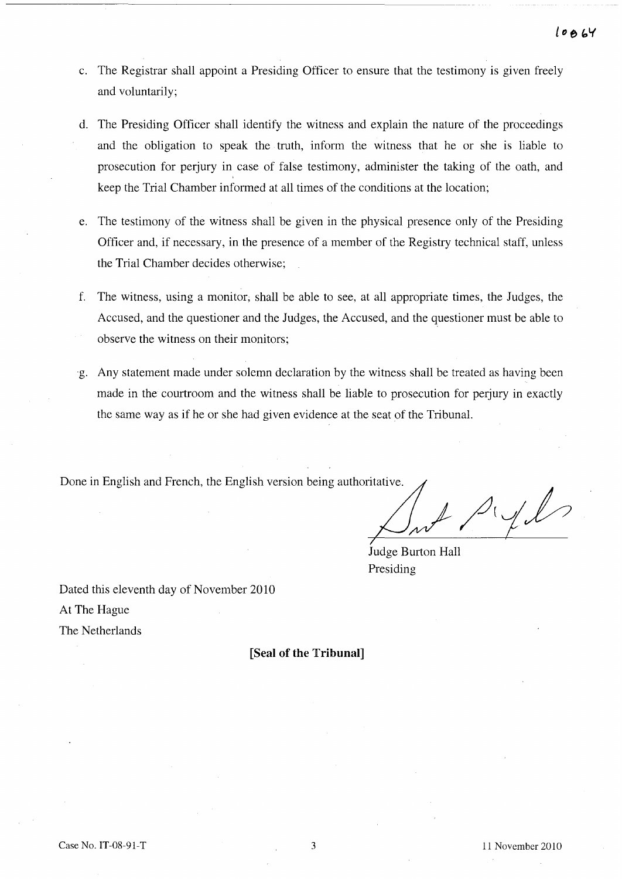c. The Registrar shall appoint a Presiding Officer to ensure that the testimony is given freely and voluntarily;

d. The Presiding Officer shall identify the witness and explain the nature of the proceedings and the obligation to speak the truth, inform the witness that he or she is liable to prosecution for perjury in case of false testimony, administer the taking of the oath, and keep the Trial Chamber informed at all times of the conditions at the location;

e. The testimony of the witness shall be given in the physical presence only of the Presiding Officer and, if necessary, in the presence of a member of the Registry technical staff, unless the Trial Chamber decides otherwise;

f. The witness, using a monitor, shall be able to see, at all appropriate times, the Judges, the Accused, and the questioner and the Judges, the Accused, and the questioner must be able to observe the witness on their monitors;

g. Any statement made under solemn declaration by the witness shall be treated as having been made in the courtroom and the witness shall be liable to prosecution for perjury in exactly the same way as if he or she had given evidence at the seat of the Tribunal.

Done in English and French, the English version being authoritative.

Judge Burton Hall
Presiding

Dated this eleventh day of November 2010
At The Hague
The Netherlands

**[Seal of the Tribunal]**